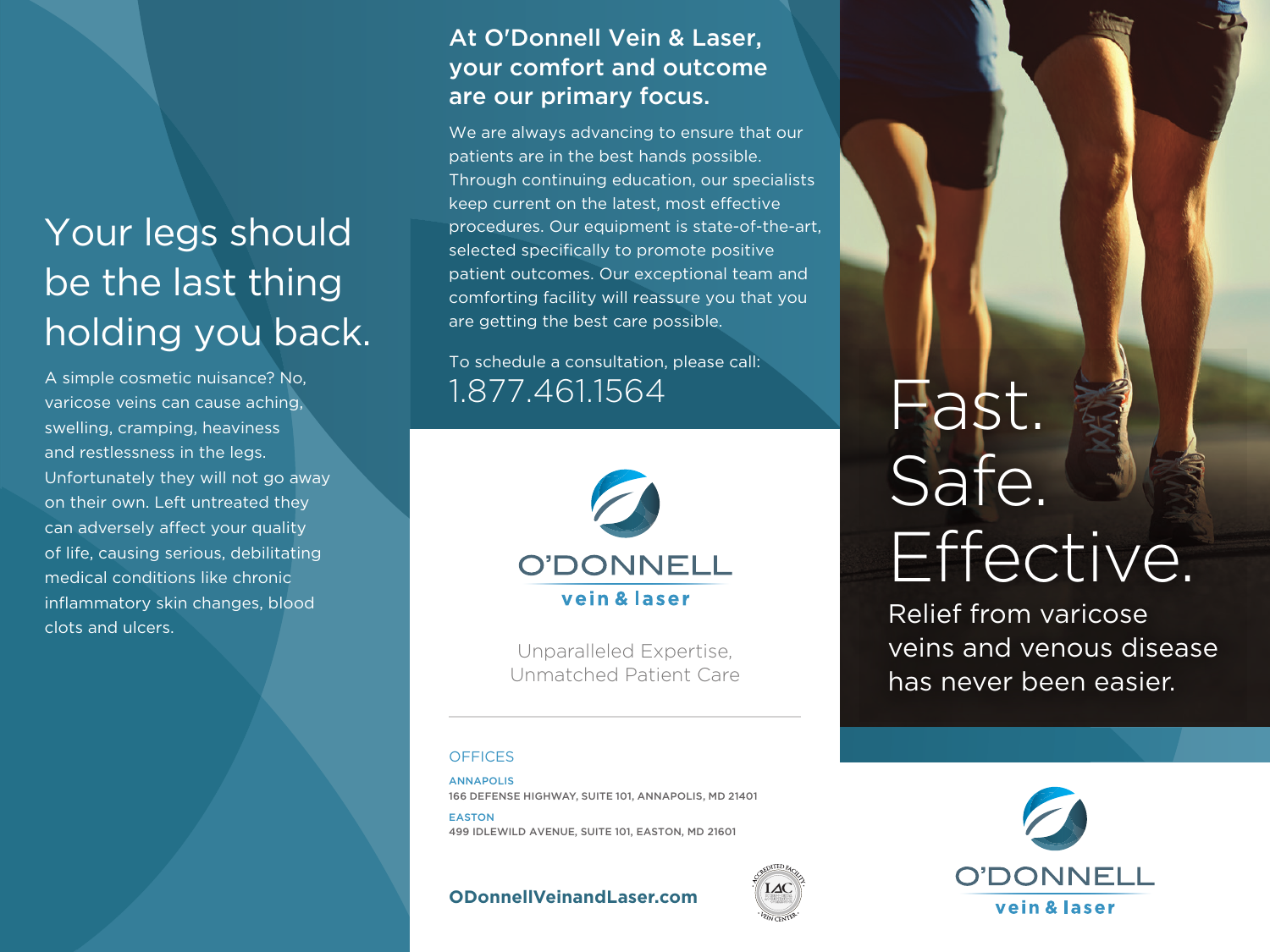# Your legs should be the last thing holding you back.

A simple cosmetic nuisance? No, varicose veins can cause aching, swelling, cramping, heaviness and restlessness in the legs. Unfortunately they will not go away on their own. Left untreated they can adversely affect your quality of life, causing serious, debilitating medical conditions like chronic inflammatory skin changes, blood clots and ulcers.

## At O'Donnell Vein & Laser, your comfort and outcome are our primary focus.

We are always advancing to ensure that our patients are in the best hands possible. Through continuing education, our specialists keep current on the latest, most effective procedures. Our equipment is state-of-the-art, selected specifically to promote positive patient outcomes. Our exceptional team and comforting facility will reassure you that you are getting the best care possible.

To schedule a consultation, please call:
1.877.461.1564

O'DONNELL
vein & laser

Unparalleled Expertise,
Unmatched Patient Care

OFFICES

ANNAPOLIS
166 DEFENSE HIGHWAY, SUITE 101, ANNAPOLIS, MD 21401

EASTON
499 IDLEWILD AVENUE, SUITE 101, EASTON, MD 21601

**ODonnellVeinandLaser.com**

ACCREDITED FACILITY · IAC · VEIN CENTER

# Fast. Safe. Effective.

Relief from varicose veins and venous disease has never been easier.

O'DONNELL
vein & laser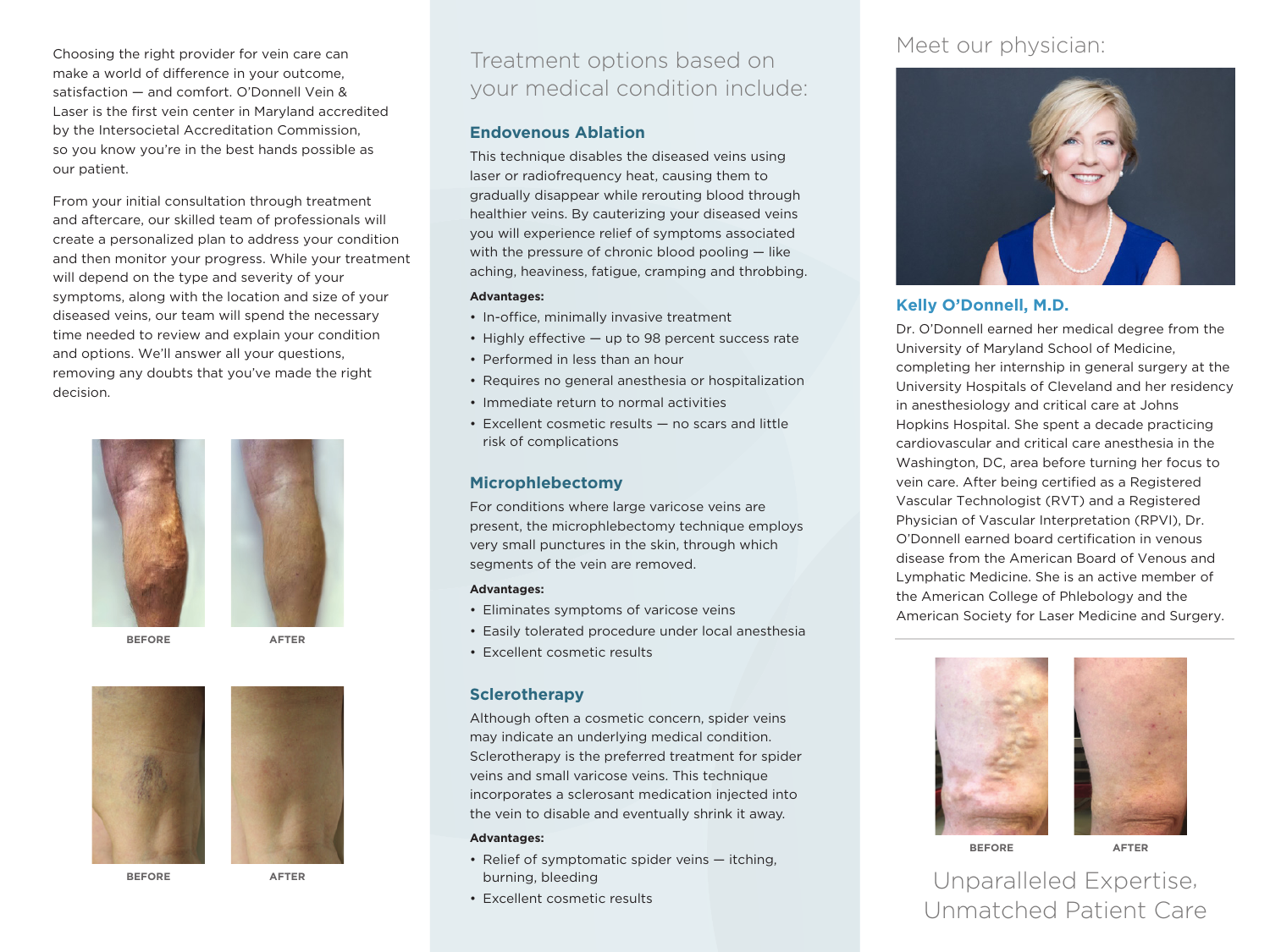Choosing the right provider for vein care can make a world of difference in your outcome, satisfaction — and comfort. O'Donnell Vein & Laser is the first vein center in Maryland accredited by the Intersocietal Accreditation Commission, so you know you're in the best hands possible as our patient.

From your initial consultation through treatment and aftercare, our skilled team of professionals will create a personalized plan to address your condition and then monitor your progress. While your treatment will depend on the type and severity of your symptoms, along with the location and size of your diseased veins, our team will spend the necessary time needed to review and explain your condition and options. We'll answer all your questions, removing any doubts that you've made the right decision.

BEFORE

AFTER

BEFORE

AFTER

## Treatment options based on your medical condition include:

### Endovenous Ablation

This technique disables the diseased veins using laser or radiofrequency heat, causing them to gradually disappear while rerouting blood through healthier veins. By cauterizing your diseased veins you will experience relief of symptoms associated with the pressure of chronic blood pooling — like aching, heaviness, fatigue, cramping and throbbing.

**Advantages:**

- In-office, minimally invasive treatment
- Highly effective — up to 98 percent success rate
- Performed in less than an hour
- Requires no general anesthesia or hospitalization
- Immediate return to normal activities
- Excellent cosmetic results — no scars and little risk of complications

### Microphlebectomy

For conditions where large varicose veins are present, the microphlebectomy technique employs very small punctures in the skin, through which segments of the vein are removed.

**Advantages:**

- Eliminates symptoms of varicose veins
- Easily tolerated procedure under local anesthesia
- Excellent cosmetic results

### Sclerotherapy

Although often a cosmetic concern, spider veins may indicate an underlying medical condition. Sclerotherapy is the preferred treatment for spider veins and small varicose veins. This technique incorporates a sclerosant medication injected into the vein to disable and eventually shrink it away.

**Advantages:**

- Relief of symptomatic spider veins — itching, burning, bleeding
- Excellent cosmetic results

## Meet our physician:

### Kelly O'Donnell, M.D.

Dr. O'Donnell earned her medical degree from the University of Maryland School of Medicine, completing her internship in general surgery at the University Hospitals of Cleveland and her residency in anesthesiology and critical care at Johns Hopkins Hospital. She spent a decade practicing cardiovascular and critical care anesthesia in the Washington, DC, area before turning her focus to vein care. After being certified as a Registered Vascular Technologist (RVT) and a Registered Physician of Vascular Interpretation (RPVI), Dr. O'Donnell earned board certification in venous disease from the American Board of Venous and Lymphatic Medicine. She is an active member of the American College of Phlebology and the American Society for Laser Medicine and Surgery.

BEFORE

AFTER

Unparalleled Expertise, Unmatched Patient Care